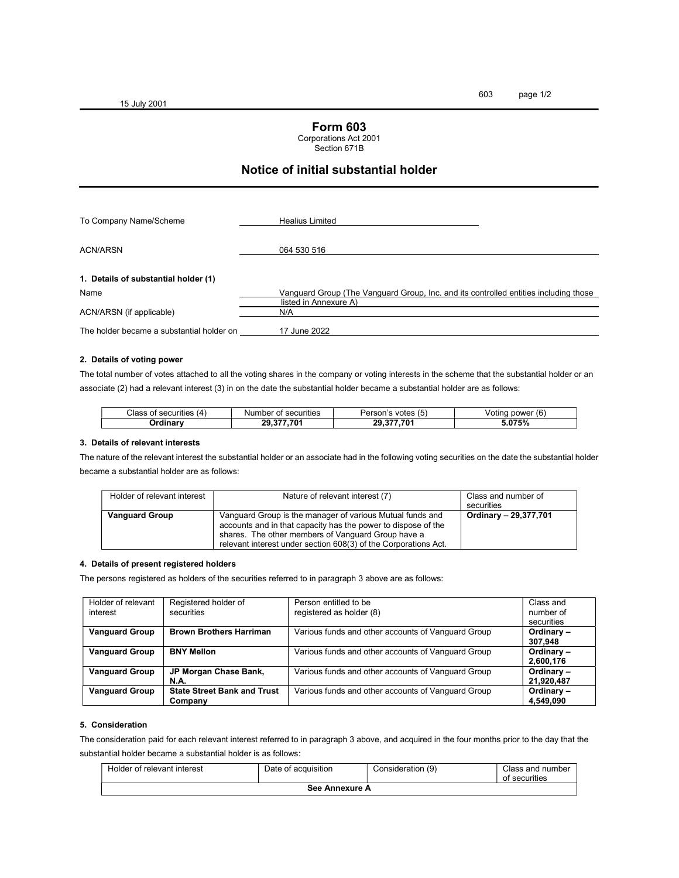15 July 2001

# Form 603

Corporations Act 2001
Section 671B

## Notice of initial substantial holder

| | |
|---|---|
| To Company Name/Scheme | Healius Limited |
| ACN/ARSN | 064 530 516 |

**1. Details of substantial holder (1)**

| | |
|---|---|
| Name | Vanguard Group (The Vanguard Group, Inc. and its controlled entities including those listed in Annexure A) |
| ACN/ARSN (if applicable) | N/A |
| The holder became a substantial holder on | 17 June 2022 |

**2. Details of voting power**

The total number of votes attached to all the voting shares in the company or voting interests in the scheme that the substantial holder or an associate (2) had a relevant interest (3) in on the date the substantial holder became a substantial holder are as follows:

| Class of securities (4) | Number of securities | Person's votes (5) | Voting power (6) |
|---|---|---|---|
| **Ordinary** | **29,377,701** | **29,377,701** | **5.075%** |

**3. Details of relevant interests**

The nature of the relevant interest the substantial holder or an associate had in the following voting securities on the date the substantial holder became a substantial holder are as follows:

| Holder of relevant interest | Nature of relevant interest (7) | Class and number of securities |
|---|---|---|
| **Vanguard Group** | Vanguard Group is the manager of various Mutual funds and accounts and in that capacity has the power to dispose of the shares. The other members of Vanguard Group have a relevant interest under section 608(3) of the Corporations Act. | **Ordinary – 29,377,701** |

**4. Details of present registered holders**

The persons registered as holders of the securities referred to in paragraph 3 above are as follows:

| Holder of relevant interest | Registered holder of securities | Person entitled to be registered as holder (8) | Class and number of securities |
|---|---|---|---|
| **Vanguard Group** | **Brown Brothers Harriman** | Various funds and other accounts of Vanguard Group | **Ordinary – 307,948** |
| **Vanguard Group** | **BNY Mellon** | Various funds and other accounts of Vanguard Group | **Ordinary – 2,600,176** |
| **Vanguard Group** | **JP Morgan Chase Bank, N.A.** | Various funds and other accounts of Vanguard Group | **Ordinary – 21,920,487** |
| **Vanguard Group** | **State Street Bank and Trust Company** | Various funds and other accounts of Vanguard Group | **Ordinary – 4,549,090** |

**5. Consideration**

The consideration paid for each relevant interest referred to in paragraph 3 above, and acquired in the four months prior to the day that the substantial holder became a substantial holder is as follows:

| Holder of relevant interest | Date of acquisition | Consideration (9) | Class and number of securities |
|---|---|---|---|
| **See Annexure A** | | | |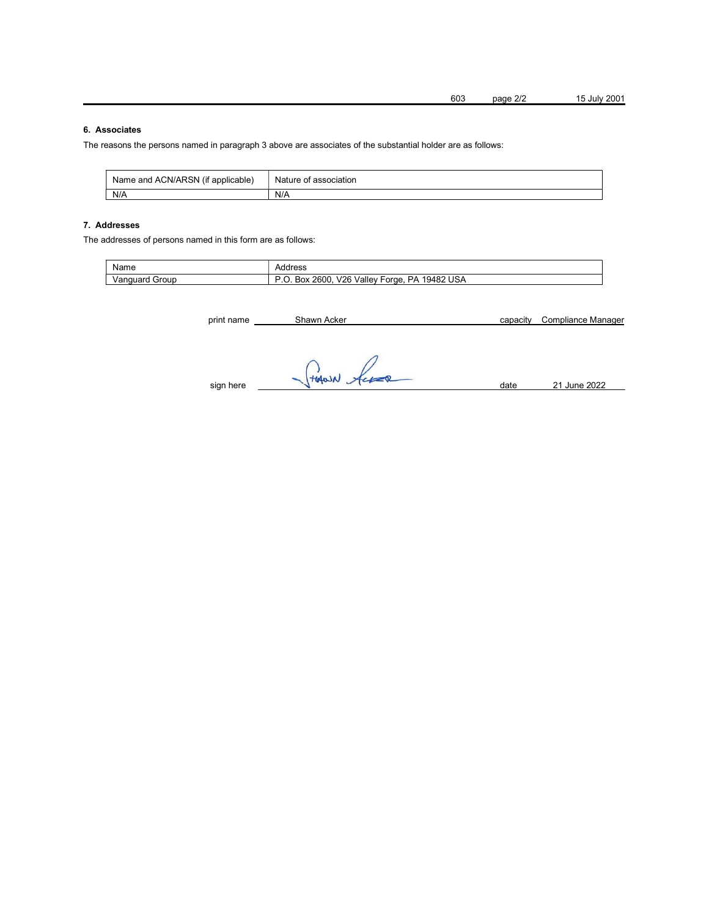### 6. Associates

The reasons the persons named in paragraph 3 above are associates of the substantial holder are as follows:

| Name and ACN/ARSN (if applicable) | Nature of association |
| --- | --- |
| N/A | N/A |

### 7. Addresses

The addresses of persons named in this form are as follows:

| Name | Address |
| --- | --- |
| Vanguard Group | P.O. Box 2600, V26 Valley Forge, PA 19482 USA |

print name Shawn Acker capacity Compliance Manager

sign here date 21 June 2022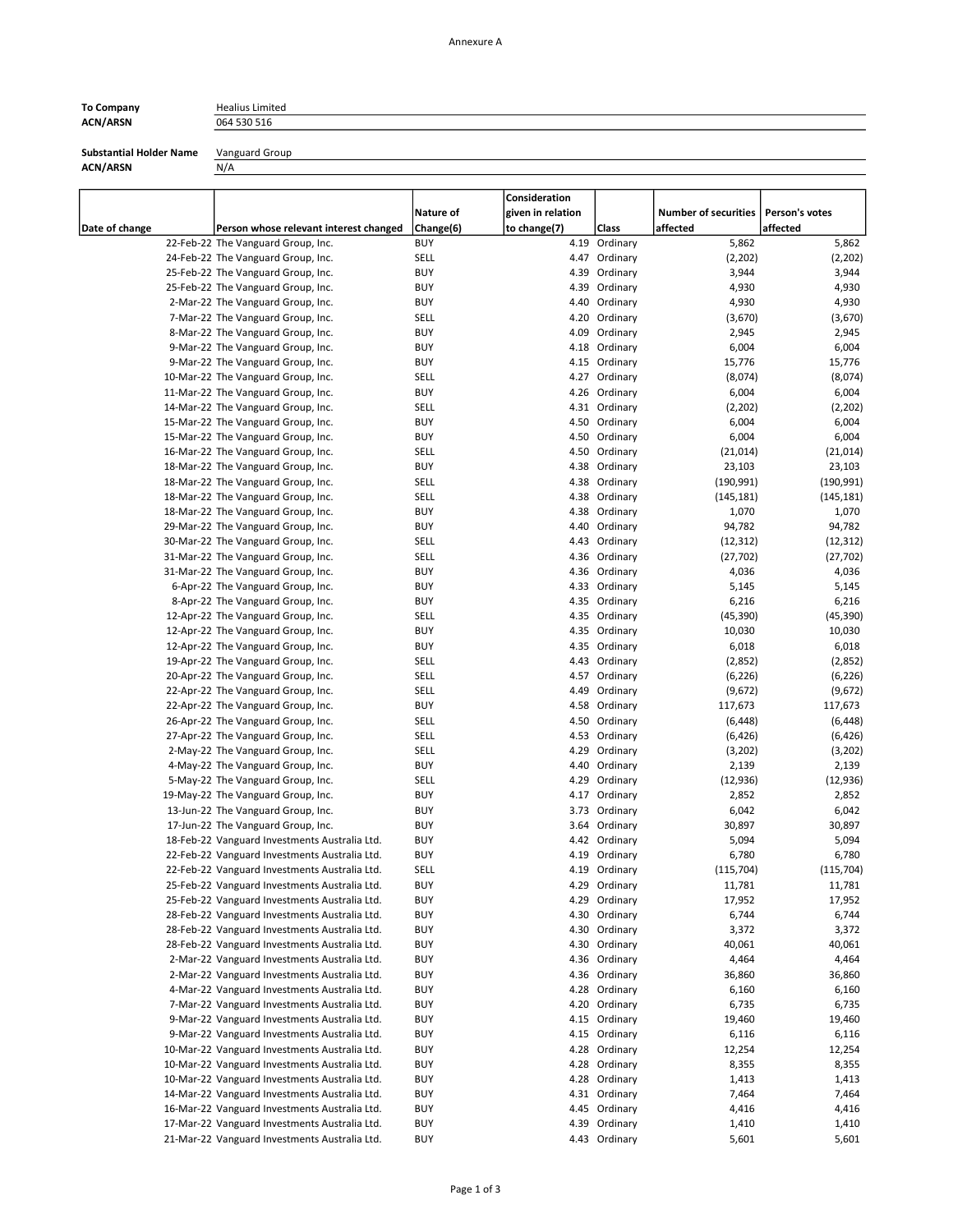Annexure A

| To Company | Healius Limited |
|---|---|
| ACN/ARSN | 064 530 516 |

| Substantial Holder Name | Vanguard Group |
|---|---|
| ACN/ARSN | N/A |

| Date of change | Person whose relevant interest changed | Nature of Change(6) | Consideration given in relation to change(7) | Class | Number of securities affected | Person's votes affected |
|---|---|---|---|---|---|---|
| 22-Feb-22 | The Vanguard Group, Inc. | BUY | 4.19 | Ordinary | 5,862 | 5,862 |
| 24-Feb-22 | The Vanguard Group, Inc. | SELL | 4.47 | Ordinary | (2,202) | (2,202) |
| 25-Feb-22 | The Vanguard Group, Inc. | BUY | 4.39 | Ordinary | 3,944 | 3,944 |
| 25-Feb-22 | The Vanguard Group, Inc. | BUY | 4.39 | Ordinary | 4,930 | 4,930 |
| 2-Mar-22 | The Vanguard Group, Inc. | BUY | 4.40 | Ordinary | 4,930 | 4,930 |
| 7-Mar-22 | The Vanguard Group, Inc. | SELL | 4.20 | Ordinary | (3,670) | (3,670) |
| 8-Mar-22 | The Vanguard Group, Inc. | BUY | 4.09 | Ordinary | 2,945 | 2,945 |
| 9-Mar-22 | The Vanguard Group, Inc. | BUY | 4.18 | Ordinary | 6,004 | 6,004 |
| 9-Mar-22 | The Vanguard Group, Inc. | BUY | 4.15 | Ordinary | 15,776 | 15,776 |
| 10-Mar-22 | The Vanguard Group, Inc. | SELL | 4.27 | Ordinary | (8,074) | (8,074) |
| 11-Mar-22 | The Vanguard Group, Inc. | BUY | 4.26 | Ordinary | 6,004 | 6,004 |
| 14-Mar-22 | The Vanguard Group, Inc. | SELL | 4.31 | Ordinary | (2,202) | (2,202) |
| 15-Mar-22 | The Vanguard Group, Inc. | BUY | 4.50 | Ordinary | 6,004 | 6,004 |
| 15-Mar-22 | The Vanguard Group, Inc. | BUY | 4.50 | Ordinary | 6,004 | 6,004 |
| 16-Mar-22 | The Vanguard Group, Inc. | SELL | 4.50 | Ordinary | (21,014) | (21,014) |
| 18-Mar-22 | The Vanguard Group, Inc. | BUY | 4.38 | Ordinary | 23,103 | 23,103 |
| 18-Mar-22 | The Vanguard Group, Inc. | SELL | 4.38 | Ordinary | (190,991) | (190,991) |
| 18-Mar-22 | The Vanguard Group, Inc. | SELL | 4.38 | Ordinary | (145,181) | (145,181) |
| 18-Mar-22 | The Vanguard Group, Inc. | BUY | 4.38 | Ordinary | 1,070 | 1,070 |
| 29-Mar-22 | The Vanguard Group, Inc. | BUY | 4.40 | Ordinary | 94,782 | 94,782 |
| 30-Mar-22 | The Vanguard Group, Inc. | SELL | 4.43 | Ordinary | (12,312) | (12,312) |
| 31-Mar-22 | The Vanguard Group, Inc. | SELL | 4.36 | Ordinary | (27,702) | (27,702) |
| 31-Mar-22 | The Vanguard Group, Inc. | BUY | 4.36 | Ordinary | 4,036 | 4,036 |
| 6-Apr-22 | The Vanguard Group, Inc. | BUY | 4.33 | Ordinary | 5,145 | 5,145 |
| 8-Apr-22 | The Vanguard Group, Inc. | BUY | 4.35 | Ordinary | 6,216 | 6,216 |
| 12-Apr-22 | The Vanguard Group, Inc. | SELL | 4.35 | Ordinary | (45,390) | (45,390) |
| 12-Apr-22 | The Vanguard Group, Inc. | BUY | 4.35 | Ordinary | 10,030 | 10,030 |
| 12-Apr-22 | The Vanguard Group, Inc. | BUY | 4.35 | Ordinary | 6,018 | 6,018 |
| 19-Apr-22 | The Vanguard Group, Inc. | SELL | 4.43 | Ordinary | (2,852) | (2,852) |
| 20-Apr-22 | The Vanguard Group, Inc. | SELL | 4.57 | Ordinary | (6,226) | (6,226) |
| 22-Apr-22 | The Vanguard Group, Inc. | SELL | 4.49 | Ordinary | (9,672) | (9,672) |
| 22-Apr-22 | The Vanguard Group, Inc. | BUY | 4.58 | Ordinary | 117,673 | 117,673 |
| 26-Apr-22 | The Vanguard Group, Inc. | SELL | 4.50 | Ordinary | (6,448) | (6,448) |
| 27-Apr-22 | The Vanguard Group, Inc. | SELL | 4.53 | Ordinary | (6,426) | (6,426) |
| 2-May-22 | The Vanguard Group, Inc. | SELL | 4.29 | Ordinary | (3,202) | (3,202) |
| 4-May-22 | The Vanguard Group, Inc. | BUY | 4.40 | Ordinary | 2,139 | 2,139 |
| 5-May-22 | The Vanguard Group, Inc. | SELL | 4.29 | Ordinary | (12,936) | (12,936) |
| 19-May-22 | The Vanguard Group, Inc. | BUY | 4.17 | Ordinary | 2,852 | 2,852 |
| 13-Jun-22 | The Vanguard Group, Inc. | BUY | 3.73 | Ordinary | 6,042 | 6,042 |
| 17-Jun-22 | The Vanguard Group, Inc. | BUY | 3.64 | Ordinary | 30,897 | 30,897 |
| 18-Feb-22 | Vanguard Investments Australia Ltd. | BUY | 4.42 | Ordinary | 5,094 | 5,094 |
| 22-Feb-22 | Vanguard Investments Australia Ltd. | BUY | 4.19 | Ordinary | 6,780 | 6,780 |
| 22-Feb-22 | Vanguard Investments Australia Ltd. | SELL | 4.19 | Ordinary | (115,704) | (115,704) |
| 25-Feb-22 | Vanguard Investments Australia Ltd. | BUY | 4.29 | Ordinary | 11,781 | 11,781 |
| 25-Feb-22 | Vanguard Investments Australia Ltd. | BUY | 4.29 | Ordinary | 17,952 | 17,952 |
| 28-Feb-22 | Vanguard Investments Australia Ltd. | BUY | 4.30 | Ordinary | 6,744 | 6,744 |
| 28-Feb-22 | Vanguard Investments Australia Ltd. | BUY | 4.30 | Ordinary | 3,372 | 3,372 |
| 28-Feb-22 | Vanguard Investments Australia Ltd. | BUY | 4.30 | Ordinary | 40,061 | 40,061 |
| 2-Mar-22 | Vanguard Investments Australia Ltd. | BUY | 4.36 | Ordinary | 4,464 | 4,464 |
| 2-Mar-22 | Vanguard Investments Australia Ltd. | BUY | 4.36 | Ordinary | 36,860 | 36,860 |
| 4-Mar-22 | Vanguard Investments Australia Ltd. | BUY | 4.28 | Ordinary | 6,160 | 6,160 |
| 7-Mar-22 | Vanguard Investments Australia Ltd. | BUY | 4.20 | Ordinary | 6,735 | 6,735 |
| 9-Mar-22 | Vanguard Investments Australia Ltd. | BUY | 4.15 | Ordinary | 19,460 | 19,460 |
| 9-Mar-22 | Vanguard Investments Australia Ltd. | BUY | 4.15 | Ordinary | 6,116 | 6,116 |
| 10-Mar-22 | Vanguard Investments Australia Ltd. | BUY | 4.28 | Ordinary | 12,254 | 12,254 |
| 10-Mar-22 | Vanguard Investments Australia Ltd. | BUY | 4.28 | Ordinary | 8,355 | 8,355 |
| 10-Mar-22 | Vanguard Investments Australia Ltd. | BUY | 4.28 | Ordinary | 1,413 | 1,413 |
| 14-Mar-22 | Vanguard Investments Australia Ltd. | BUY | 4.31 | Ordinary | 7,464 | 7,464 |
| 16-Mar-22 | Vanguard Investments Australia Ltd. | BUY | 4.45 | Ordinary | 4,416 | 4,416 |
| 17-Mar-22 | Vanguard Investments Australia Ltd. | BUY | 4.39 | Ordinary | 1,410 | 1,410 |
| 21-Mar-22 | Vanguard Investments Australia Ltd. | BUY | 4.43 | Ordinary | 5,601 | 5,601 |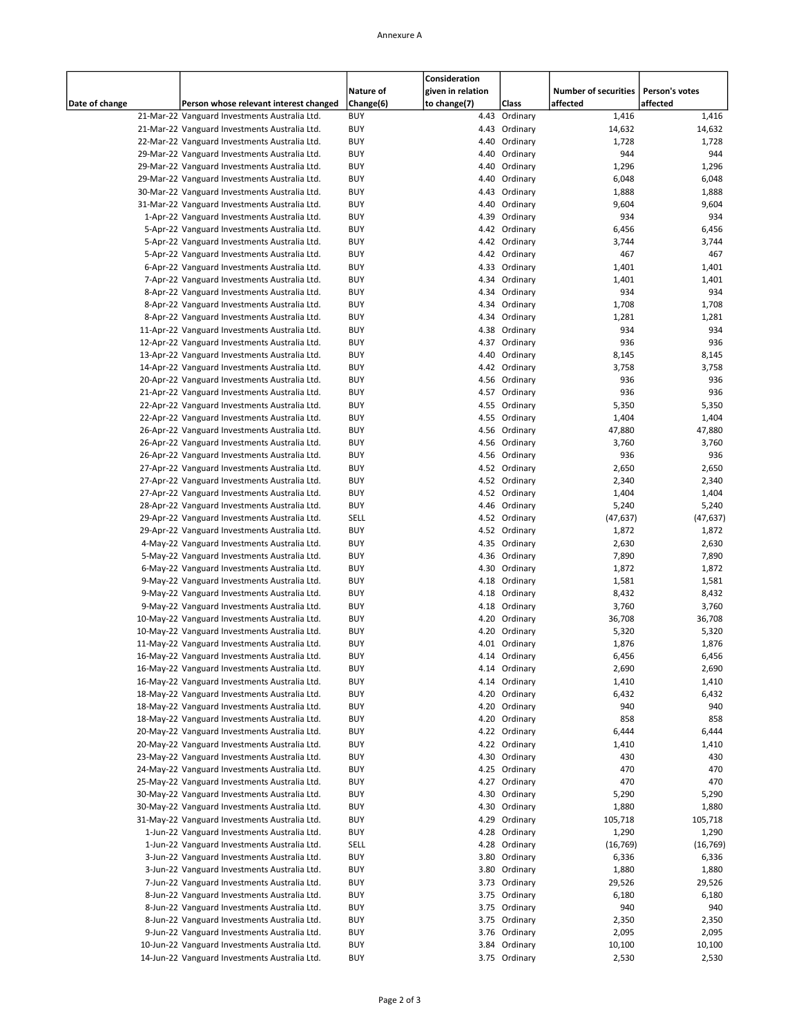Annexure A

| Date of change | Person whose relevant interest changed | Nature of Change(6) | Consideration given in relation to change(7) | Class | Number of securities affected | Person's votes affected |
|---|---|---|---|---|---|---|
| 21-Mar-22 | Vanguard Investments Australia Ltd. | BUY | 4.43 | Ordinary | 1,416 | 1,416 |
| 21-Mar-22 | Vanguard Investments Australia Ltd. | BUY | 4.43 | Ordinary | 14,632 | 14,632 |
| 22-Mar-22 | Vanguard Investments Australia Ltd. | BUY | 4.40 | Ordinary | 1,728 | 1,728 |
| 29-Mar-22 | Vanguard Investments Australia Ltd. | BUY | 4.40 | Ordinary | 944 | 944 |
| 29-Mar-22 | Vanguard Investments Australia Ltd. | BUY | 4.40 | Ordinary | 1,296 | 1,296 |
| 29-Mar-22 | Vanguard Investments Australia Ltd. | BUY | 4.40 | Ordinary | 6,048 | 6,048 |
| 30-Mar-22 | Vanguard Investments Australia Ltd. | BUY | 4.43 | Ordinary | 1,888 | 1,888 |
| 31-Mar-22 | Vanguard Investments Australia Ltd. | BUY | 4.40 | Ordinary | 9,604 | 9,604 |
| 1-Apr-22 | Vanguard Investments Australia Ltd. | BUY | 4.39 | Ordinary | 934 | 934 |
| 5-Apr-22 | Vanguard Investments Australia Ltd. | BUY | 4.42 | Ordinary | 6,456 | 6,456 |
| 5-Apr-22 | Vanguard Investments Australia Ltd. | BUY | 4.42 | Ordinary | 3,744 | 3,744 |
| 5-Apr-22 | Vanguard Investments Australia Ltd. | BUY | 4.42 | Ordinary | 467 | 467 |
| 6-Apr-22 | Vanguard Investments Australia Ltd. | BUY | 4.33 | Ordinary | 1,401 | 1,401 |
| 7-Apr-22 | Vanguard Investments Australia Ltd. | BUY | 4.34 | Ordinary | 1,401 | 1,401 |
| 8-Apr-22 | Vanguard Investments Australia Ltd. | BUY | 4.34 | Ordinary | 934 | 934 |
| 8-Apr-22 | Vanguard Investments Australia Ltd. | BUY | 4.34 | Ordinary | 1,708 | 1,708 |
| 8-Apr-22 | Vanguard Investments Australia Ltd. | BUY | 4.34 | Ordinary | 1,281 | 1,281 |
| 11-Apr-22 | Vanguard Investments Australia Ltd. | BUY | 4.38 | Ordinary | 934 | 934 |
| 12-Apr-22 | Vanguard Investments Australia Ltd. | BUY | 4.37 | Ordinary | 936 | 936 |
| 13-Apr-22 | Vanguard Investments Australia Ltd. | BUY | 4.40 | Ordinary | 8,145 | 8,145 |
| 14-Apr-22 | Vanguard Investments Australia Ltd. | BUY | 4.42 | Ordinary | 3,758 | 3,758 |
| 20-Apr-22 | Vanguard Investments Australia Ltd. | BUY | 4.56 | Ordinary | 936 | 936 |
| 21-Apr-22 | Vanguard Investments Australia Ltd. | BUY | 4.57 | Ordinary | 936 | 936 |
| 22-Apr-22 | Vanguard Investments Australia Ltd. | BUY | 4.55 | Ordinary | 5,350 | 5,350 |
| 22-Apr-22 | Vanguard Investments Australia Ltd. | BUY | 4.55 | Ordinary | 1,404 | 1,404 |
| 26-Apr-22 | Vanguard Investments Australia Ltd. | BUY | 4.56 | Ordinary | 47,880 | 47,880 |
| 26-Apr-22 | Vanguard Investments Australia Ltd. | BUY | 4.56 | Ordinary | 3,760 | 3,760 |
| 26-Apr-22 | Vanguard Investments Australia Ltd. | BUY | 4.56 | Ordinary | 936 | 936 |
| 27-Apr-22 | Vanguard Investments Australia Ltd. | BUY | 4.52 | Ordinary | 2,650 | 2,650 |
| 27-Apr-22 | Vanguard Investments Australia Ltd. | BUY | 4.52 | Ordinary | 2,340 | 2,340 |
| 27-Apr-22 | Vanguard Investments Australia Ltd. | BUY | 4.52 | Ordinary | 1,404 | 1,404 |
| 28-Apr-22 | Vanguard Investments Australia Ltd. | BUY | 4.46 | Ordinary | 5,240 | 5,240 |
| 29-Apr-22 | Vanguard Investments Australia Ltd. | SELL | 4.52 | Ordinary | (47,637) | (47,637) |
| 29-Apr-22 | Vanguard Investments Australia Ltd. | BUY | 4.52 | Ordinary | 1,872 | 1,872 |
| 4-May-22 | Vanguard Investments Australia Ltd. | BUY | 4.35 | Ordinary | 2,630 | 2,630 |
| 5-May-22 | Vanguard Investments Australia Ltd. | BUY | 4.36 | Ordinary | 7,890 | 7,890 |
| 6-May-22 | Vanguard Investments Australia Ltd. | BUY | 4.30 | Ordinary | 1,872 | 1,872 |
| 9-May-22 | Vanguard Investments Australia Ltd. | BUY | 4.18 | Ordinary | 1,581 | 1,581 |
| 9-May-22 | Vanguard Investments Australia Ltd. | BUY | 4.18 | Ordinary | 8,432 | 8,432 |
| 9-May-22 | Vanguard Investments Australia Ltd. | BUY | 4.18 | Ordinary | 3,760 | 3,760 |
| 10-May-22 | Vanguard Investments Australia Ltd. | BUY | 4.20 | Ordinary | 36,708 | 36,708 |
| 10-May-22 | Vanguard Investments Australia Ltd. | BUY | 4.20 | Ordinary | 5,320 | 5,320 |
| 11-May-22 | Vanguard Investments Australia Ltd. | BUY | 4.01 | Ordinary | 1,876 | 1,876 |
| 16-May-22 | Vanguard Investments Australia Ltd. | BUY | 4.14 | Ordinary | 6,456 | 6,456 |
| 16-May-22 | Vanguard Investments Australia Ltd. | BUY | 4.14 | Ordinary | 2,690 | 2,690 |
| 16-May-22 | Vanguard Investments Australia Ltd. | BUY | 4.14 | Ordinary | 1,410 | 1,410 |
| 18-May-22 | Vanguard Investments Australia Ltd. | BUY | 4.20 | Ordinary | 6,432 | 6,432 |
| 18-May-22 | Vanguard Investments Australia Ltd. | BUY | 4.20 | Ordinary | 940 | 940 |
| 18-May-22 | Vanguard Investments Australia Ltd. | BUY | 4.20 | Ordinary | 858 | 858 |
| 20-May-22 | Vanguard Investments Australia Ltd. | BUY | 4.22 | Ordinary | 6,444 | 6,444 |
| 20-May-22 | Vanguard Investments Australia Ltd. | BUY | 4.22 | Ordinary | 1,410 | 1,410 |
| 23-May-22 | Vanguard Investments Australia Ltd. | BUY | 4.30 | Ordinary | 430 | 430 |
| 24-May-22 | Vanguard Investments Australia Ltd. | BUY | 4.25 | Ordinary | 470 | 470 |
| 25-May-22 | Vanguard Investments Australia Ltd. | BUY | 4.27 | Ordinary | 470 | 470 |
| 30-May-22 | Vanguard Investments Australia Ltd. | BUY | 4.30 | Ordinary | 5,290 | 5,290 |
| 30-May-22 | Vanguard Investments Australia Ltd. | BUY | 4.30 | Ordinary | 1,880 | 1,880 |
| 31-May-22 | Vanguard Investments Australia Ltd. | BUY | 4.29 | Ordinary | 105,718 | 105,718 |
| 1-Jun-22 | Vanguard Investments Australia Ltd. | BUY | 4.28 | Ordinary | 1,290 | 1,290 |
| 1-Jun-22 | Vanguard Investments Australia Ltd. | SELL | 4.28 | Ordinary | (16,769) | (16,769) |
| 3-Jun-22 | Vanguard Investments Australia Ltd. | BUY | 3.80 | Ordinary | 6,336 | 6,336 |
| 3-Jun-22 | Vanguard Investments Australia Ltd. | BUY | 3.80 | Ordinary | 1,880 | 1,880 |
| 7-Jun-22 | Vanguard Investments Australia Ltd. | BUY | 3.73 | Ordinary | 29,526 | 29,526 |
| 8-Jun-22 | Vanguard Investments Australia Ltd. | BUY | 3.75 | Ordinary | 6,180 | 6,180 |
| 8-Jun-22 | Vanguard Investments Australia Ltd. | BUY | 3.75 | Ordinary | 940 | 940 |
| 8-Jun-22 | Vanguard Investments Australia Ltd. | BUY | 3.75 | Ordinary | 2,350 | 2,350 |
| 9-Jun-22 | Vanguard Investments Australia Ltd. | BUY | 3.76 | Ordinary | 2,095 | 2,095 |
| 10-Jun-22 | Vanguard Investments Australia Ltd. | BUY | 3.84 | Ordinary | 10,100 | 10,100 |
| 14-Jun-22 | Vanguard Investments Australia Ltd. | BUY | 3.75 | Ordinary | 2,530 | 2,530 |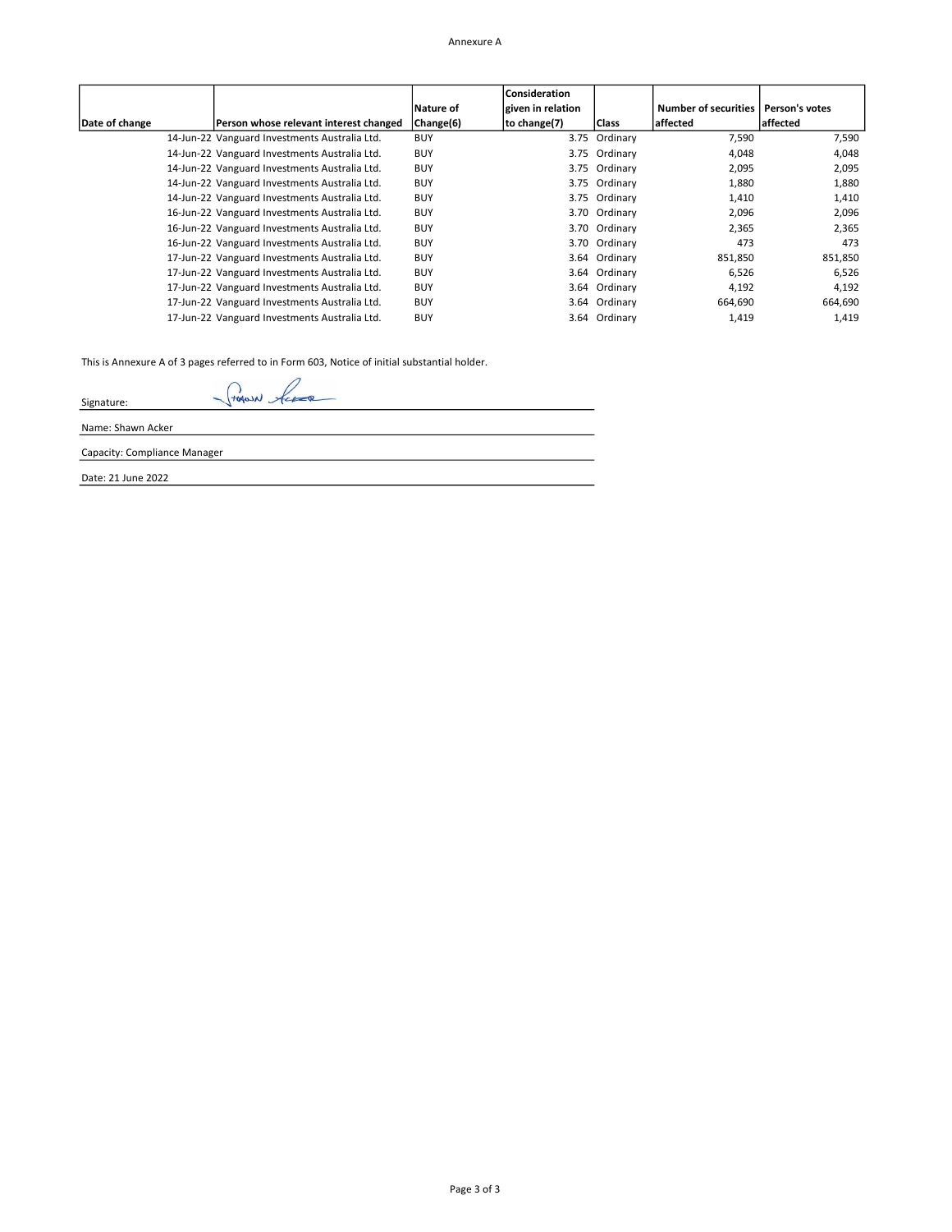Annexure A

| Date of change | Person whose relevant interest changed | Nature of Change(6) | Consideration given in relation to change(7) | Class | Number of securities affected | Person's votes affected |
|---|---|---|---|---|---|---|
| 14-Jun-22 | Vanguard Investments Australia Ltd. | BUY | 3.75 | Ordinary | 7,590 | 7,590 |
| 14-Jun-22 | Vanguard Investments Australia Ltd. | BUY | 3.75 | Ordinary | 4,048 | 4,048 |
| 14-Jun-22 | Vanguard Investments Australia Ltd. | BUY | 3.75 | Ordinary | 2,095 | 2,095 |
| 14-Jun-22 | Vanguard Investments Australia Ltd. | BUY | 3.75 | Ordinary | 1,880 | 1,880 |
| 14-Jun-22 | Vanguard Investments Australia Ltd. | BUY | 3.75 | Ordinary | 1,410 | 1,410 |
| 16-Jun-22 | Vanguard Investments Australia Ltd. | BUY | 3.70 | Ordinary | 2,096 | 2,096 |
| 16-Jun-22 | Vanguard Investments Australia Ltd. | BUY | 3.70 | Ordinary | 2,365 | 2,365 |
| 16-Jun-22 | Vanguard Investments Australia Ltd. | BUY | 3.70 | Ordinary | 473 | 473 |
| 17-Jun-22 | Vanguard Investments Australia Ltd. | BUY | 3.64 | Ordinary | 851,850 | 851,850 |
| 17-Jun-22 | Vanguard Investments Australia Ltd. | BUY | 3.64 | Ordinary | 6,526 | 6,526 |
| 17-Jun-22 | Vanguard Investments Australia Ltd. | BUY | 3.64 | Ordinary | 4,192 | 4,192 |
| 17-Jun-22 | Vanguard Investments Australia Ltd. | BUY | 3.64 | Ordinary | 664,690 | 664,690 |
| 17-Jun-22 | Vanguard Investments Australia Ltd. | BUY | 3.64 | Ordinary | 1,419 | 1,419 |

This is Annexure A of 3 pages referred to in Form 603, Notice of initial substantial holder.

Signature: Shawn Acker

Name: Shawn Acker

Capacity: Compliance Manager

Date: 21 June 2022